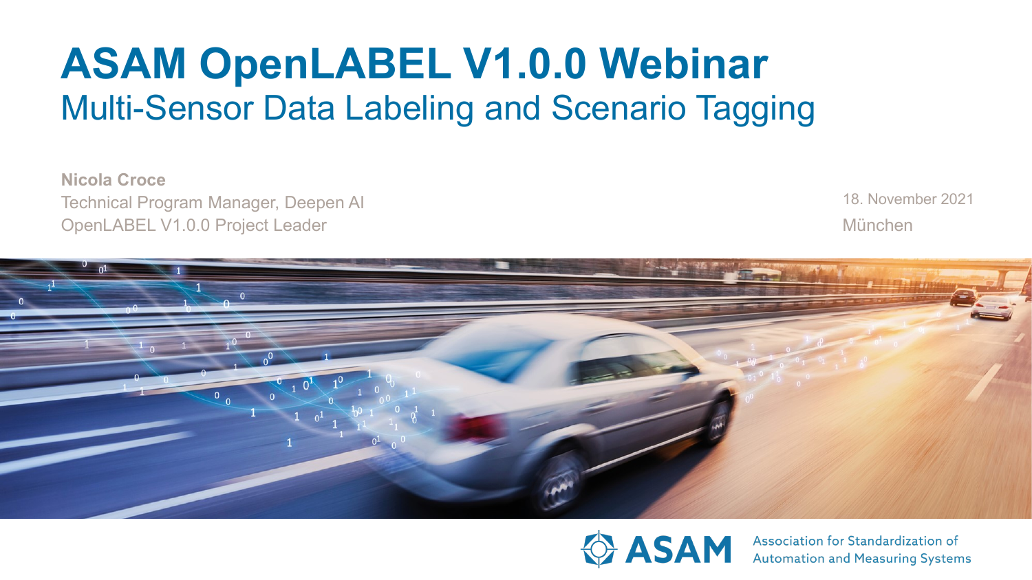# ASAM OpenLABEL V1.0.0 Webinar

## Multi-Sensor Data Labeling and Scenario Tagging

**Nicola Croce**
Technical Program Manager, Deepen AI
OpenLABEL V1.0.0 Project Leader

18. November 2021
München

ASAM
Association for Standardization of Automation and Measuring Systems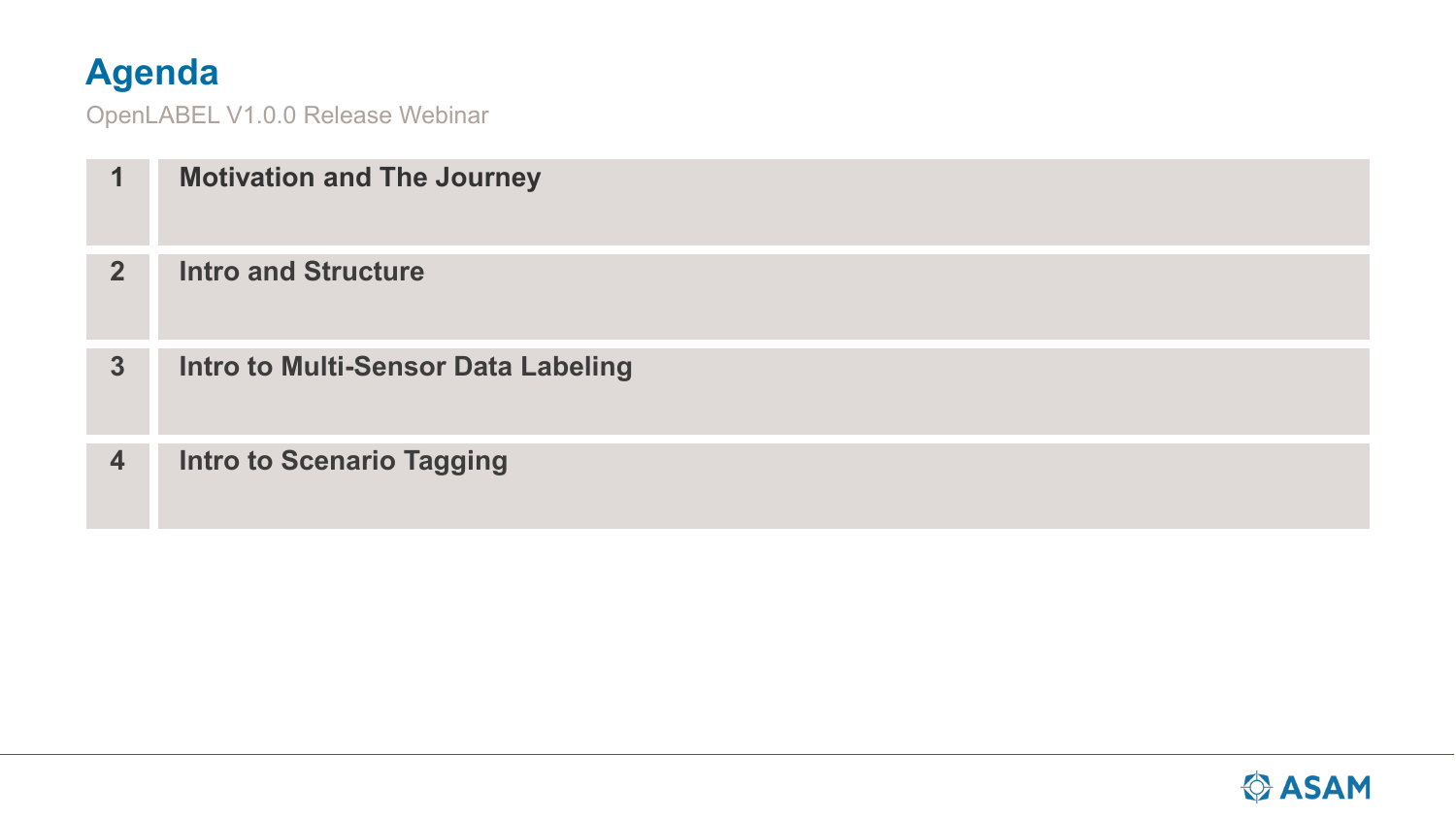# Agenda

OpenLABEL V1.0.0 Release Webinar

| | |
|---|---|
| **1** | **Motivation and The Journey** |
| **2** | **Intro and Structure** |
| **3** | **Intro to Multi-Sensor Data Labeling** |
| **4** | **Intro to Scenario Tagging** |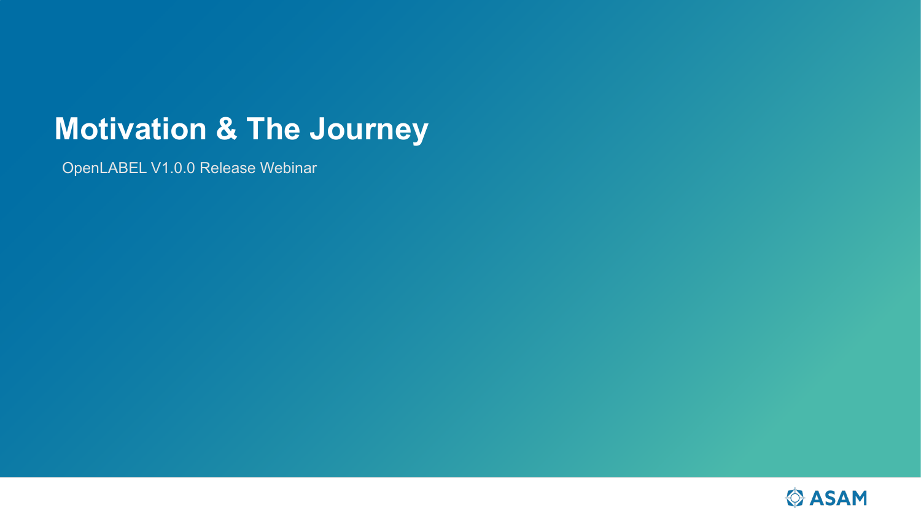# Motivation & The Journey

OpenLABEL V1.0.0 Release Webinar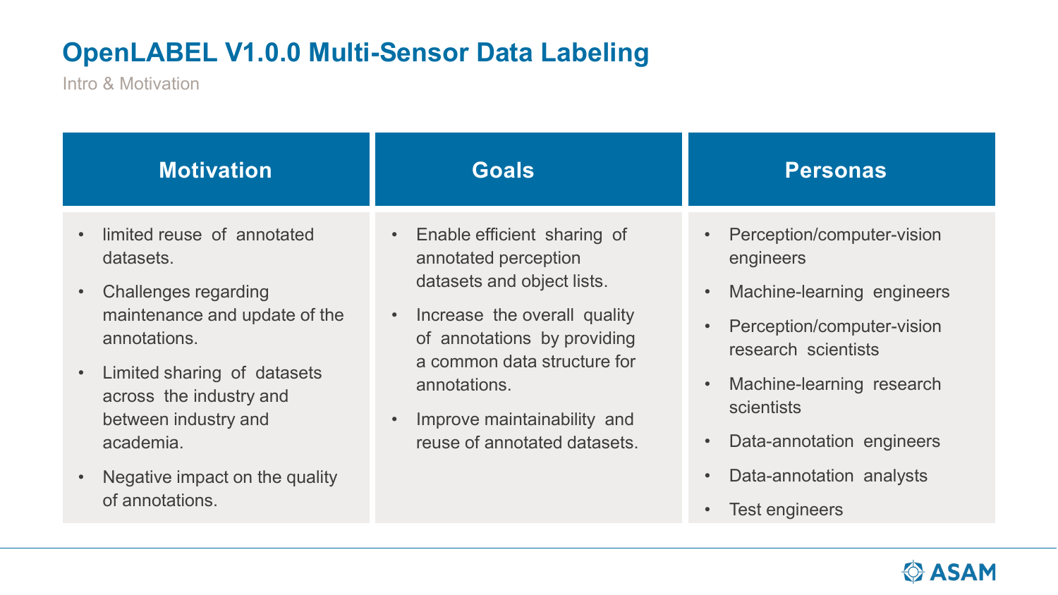# OpenLABEL V1.0.0 Multi-Sensor Data Labeling

Intro & Motivation

## Motivation

- limited reuse of annotated datasets.
- Challenges regarding maintenance and update of the annotations.
- Limited sharing of datasets across the industry and between industry and academia.
- Negative impact on the quality of annotations.

## Goals

- Enable efficient sharing of annotated perception datasets and object lists.
- Increase the overall quality of annotations by providing a common data structure for annotations.
- Improve maintainability and reuse of annotated datasets.

## Personas

- Perception/computer-vision engineers
- Machine-learning engineers
- Perception/computer-vision research scientists
- Machine-learning research scientists
- Data-annotation engineers
- Data-annotation analysts
- Test engineers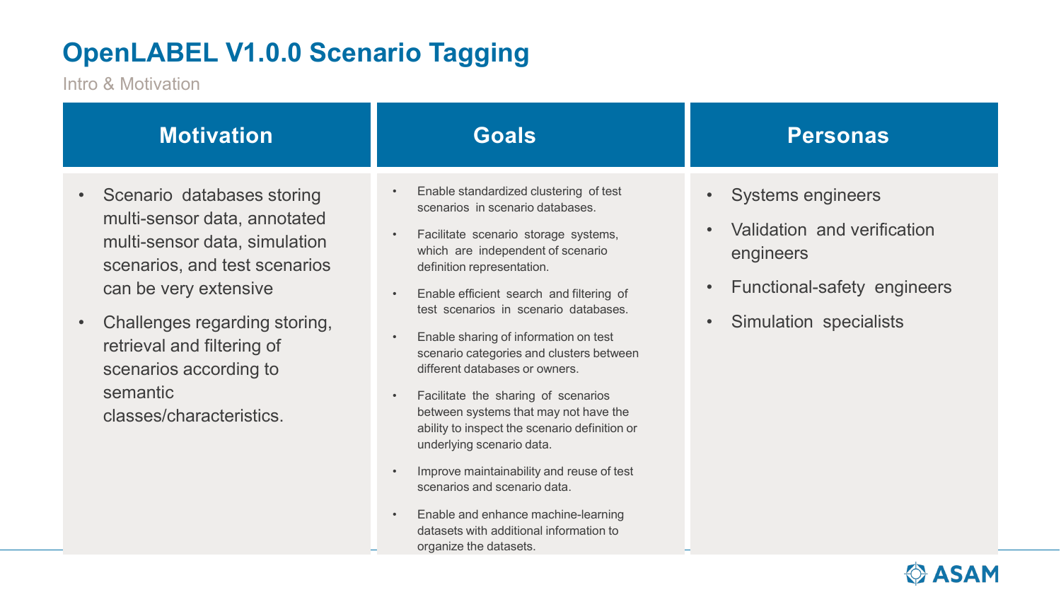# OpenLABEL V1.0.0 Scenario Tagging

Intro & Motivation

## Motivation

- Scenario databases storing multi-sensor data, annotated multi-sensor data, simulation scenarios, and test scenarios can be very extensive
- Challenges regarding storing, retrieval and filtering of scenarios according to semantic classes/characteristics.

## Goals

- Enable standardized clustering of test scenarios in scenario databases.
- Facilitate scenario storage systems, which are independent of scenario definition representation.
- Enable efficient search and filtering of test scenarios in scenario databases.
- Enable sharing of information on test scenario categories and clusters between different databases or owners.
- Facilitate the sharing of scenarios between systems that may not have the ability to inspect the scenario definition or underlying scenario data.
- Improve maintainability and reuse of test scenarios and scenario data.
- Enable and enhance machine-learning datasets with additional information to organize the datasets.

## Personas

- Systems engineers
- Validation and verification engineers
- Functional-safety engineers
- Simulation specialists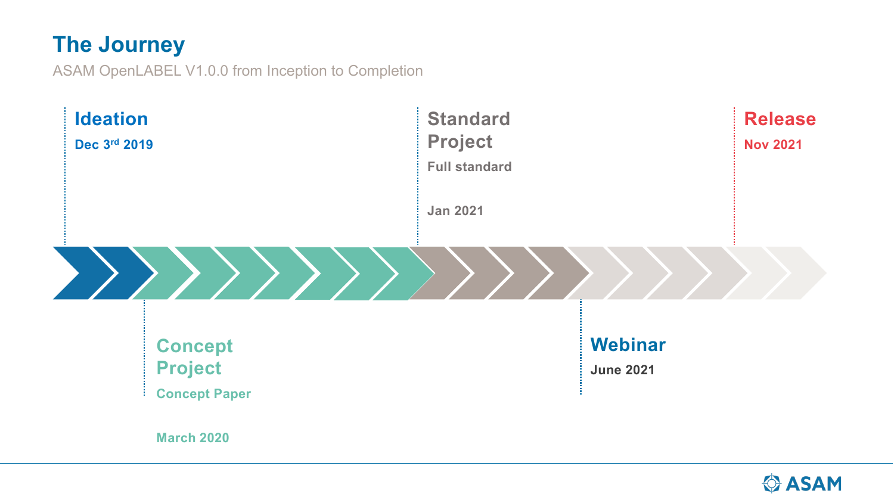# The Journey

ASAM OpenLABEL V1.0.0 from Inception to Completion

**Ideation**

**Dec 3rd 2019**

**Concept Project**

**Concept Paper**

**March 2020**

**Standard Project**

**Full standard**

**Jan 2021**

**Webinar**

**June 2021**

**Release**

**Nov 2021**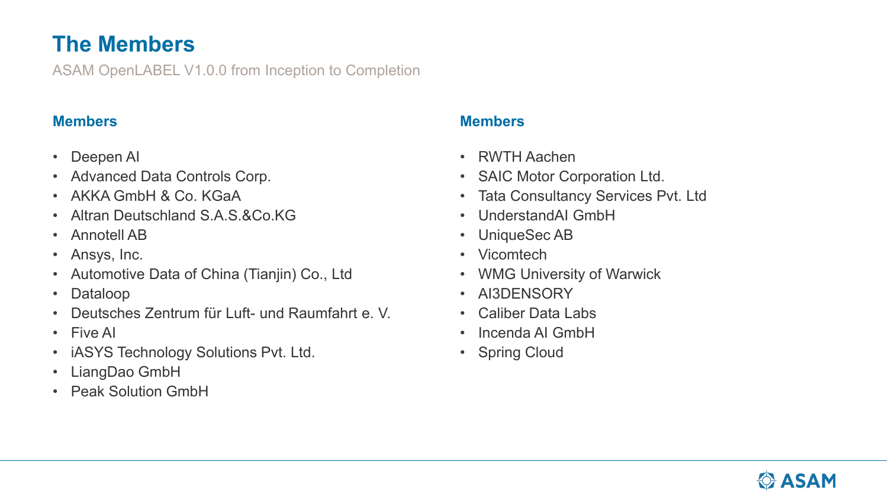# The Members

ASAM OpenLABEL V1.0.0 from Inception to Completion

## Members

- Deepen AI
- Advanced Data Controls Corp.
- AKKA GmbH & Co. KGaA
- Altran Deutschland S.A.S.&Co.KG
- Annotell AB
- Ansys, Inc.
- Automotive Data of China (Tianjin) Co., Ltd
- Dataloop
- Deutsches Zentrum für Luft- und Raumfahrt e. V.
- Five AI
- iASYS Technology Solutions Pvt. Ltd.
- LiangDao GmbH
- Peak Solution GmbH

## Members

- RWTH Aachen
- SAIC Motor Corporation Ltd.
- Tata Consultancy Services Pvt. Ltd
- UnderstandAI GmbH
- UniqueSec AB
- Vicomtech
- WMG University of Warwick
- AI3DENSORY
- Caliber Data Labs
- Incenda AI GmbH
- Spring Cloud